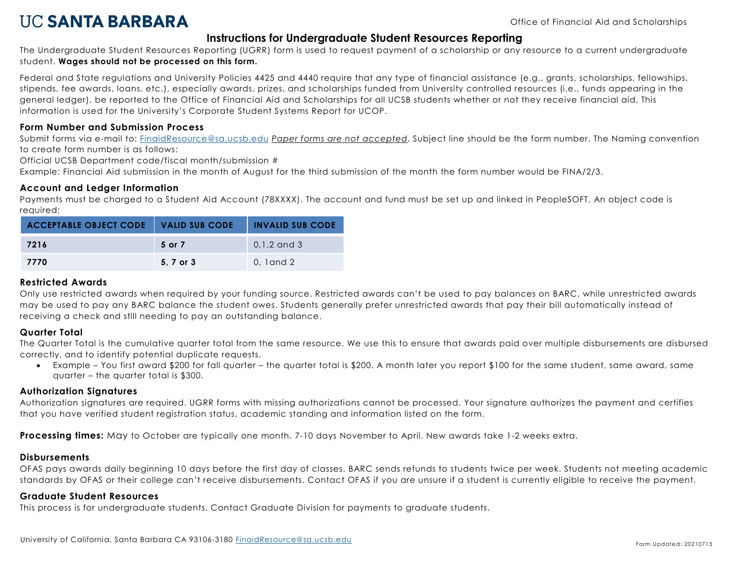UC SANTA BARBARA

Office of Financial Aid and Scholarships

# Instructions for Undergraduate Student Resources Reporting

The Undergraduate Student Resources Reporting (UGRR) form is used to request payment of a scholarship or any resource to a current undergraduate student. **Wages should not be processed on this form.**

Federal and State regulations and University Policies 4425 and 4440 require that any type of financial assistance (e.g., grants, scholarships, fellowships, stipends, fee awards, loans, etc.), especially awards, prizes, and scholarships funded from University controlled resources (i.e., funds appearing in the general ledger), be reported to the Office of Financial Aid and Scholarships for all UCSB students whether or not they receive financial aid. This information is used for the University's Corporate Student Systems Report for UCOP.

### Form Number and Submission Process

Submit forms via e-mail to: FinaidResource@sa.ucsb.edu *Paper forms are not accepted*. Subject line should be the form number. The Naming convention to create form number is as follows:
Official UCSB Department code/fiscal month/submission #
Example: Financial Aid submission in the month of August for the third submission of the month the form number would be FINA/2/3.

### Account and Ledger Information

Payments must be charged to a Student Aid Account (78XXXX). The account and fund must be set up and linked in PeopleSOFT. An object code is required:

| ACCEPTABLE OBJECT CODE | VALID SUB CODE | INVALID SUB CODE |
| --- | --- | --- |
| **7216** | **5 or 7** | 0,1,2 and 3 |
| **7770** | **5, 7 or 3** | 0, 1and 2 |

### Restricted Awards

Only use restricted awards when required by your funding source. Restricted awards can't be used to pay balances on BARC, while unrestricted awards may be used to pay any BARC balance the student owes. Students generally prefer unrestricted awards that pay their bill automatically instead of receiving a check and still needing to pay an outstanding balance.

### Quarter Total

The Quarter Total is the cumulative quarter total from the same resource. We use this to ensure that awards paid over multiple disbursements are disbursed correctly, and to identify potential duplicate requests.

- Example – You first award $200 for fall quarter – the quarter total is $200. A month later you report $100 for the same student, same award, same quarter – the quarter total is $300.

### Authorization Signatures

Authorization signatures are required. UGRR forms with missing authorizations cannot be processed. Your signature authorizes the payment and certifies that you have verified student registration status, academic standing and information listed on the form.

**Processing times:** May to October are typically one month. 7-10 days November to April. New awards take 1-2 weeks extra.

### Disbursements

OFAS pays awards daily beginning 10 days before the first day of classes. BARC sends refunds to students twice per week. Students not meeting academic standards by OFAS or their college can't receive disbursements. Contact OFAS if you are unsure if a student is currently eligible to receive the payment.

### Graduate Student Resources

This process is for undergraduate students. Contact Graduate Division for payments to graduate students.

University of California, Santa Barbara CA 93106-3180 FinaidResource@sa.ucsb.edu

Form Updated: 20210713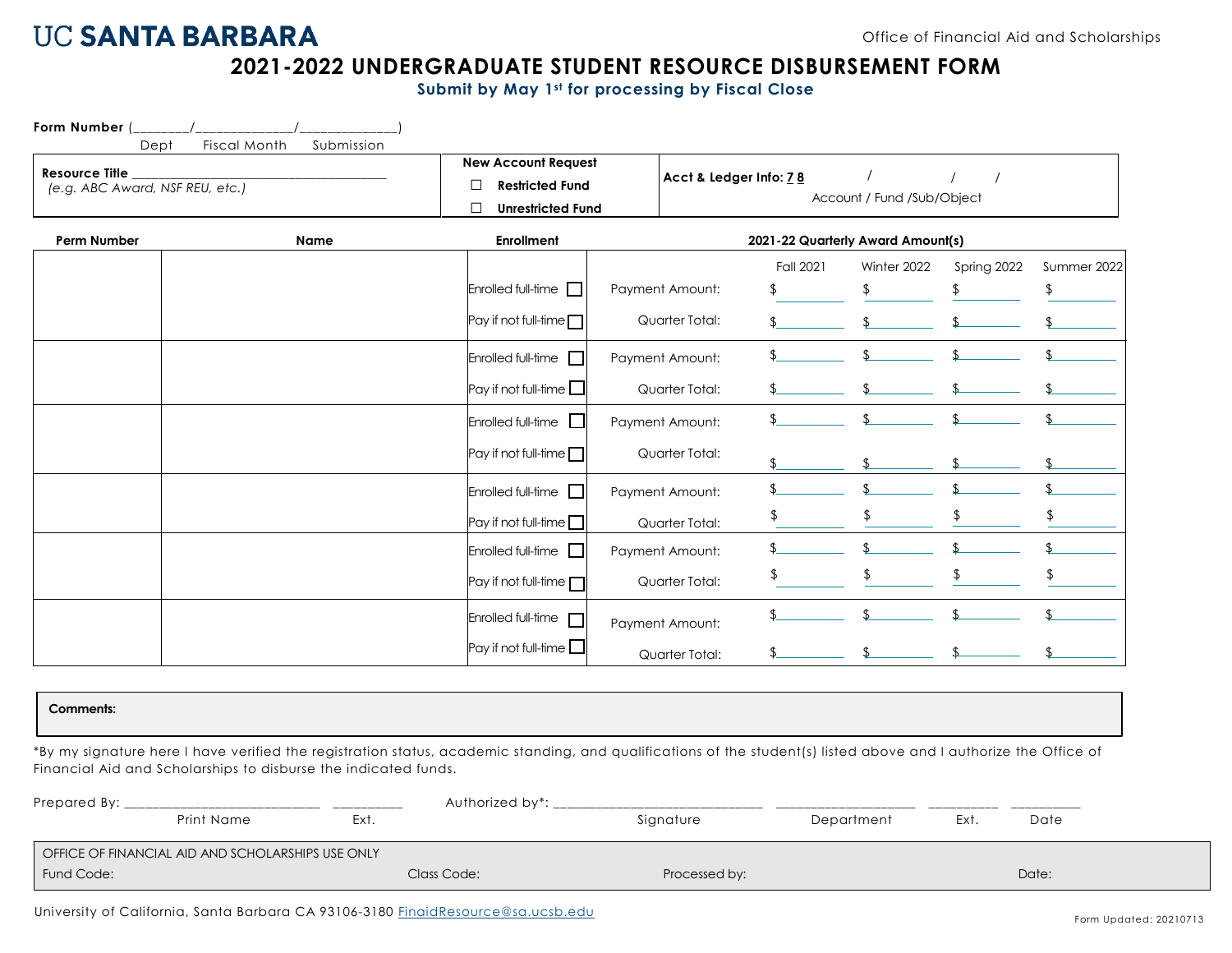UC SANTA BARBARA

Office of Financial Aid and Scholarships

# 2021-2022 UNDERGRADUATE STUDENT RESOURCE DISBURSEMENT FORM

**Submit by May 1st for processing by Fiscal Close**

**Form Number** (________/_____________/_____________)
Dept Fiscal Month Submission

| | | |
|---|---|---|
| **Resource Title** ____________________________________ *(e.g. ABC Award, NSF REU, etc.)* | **New Account Request** ☐ **Restricted Fund** ☐ **Unrestricted Fund** | **Acct & Ledger Info: 7 8** / / / Account / Fund /Sub/Object |

| Perm Number | Name | Enrollment | | 2021-22 Quarterly Award Amount(s) | | | |
|---|---|---|---|---|---|---|---|
| | | | | Fall 2021 | Winter 2022 | Spring 2022 | Summer 2022 |
| | | Enrolled full-time ☐ | Payment Amount: | $ | $ | $ | $ |
| | | Pay if not full-time ☐ | Quarter Total: | $ | $ | $ | $ |
| | | Enrolled full-time ☐ | Payment Amount: | $ | $ | $ | $ |
| | | Pay if not full-time ☐ | Quarter Total: | $ | $ | $ | $ |
| | | Enrolled full-time ☐ | Payment Amount: | $ | $ | $ | $ |
| | | Pay if not full-time ☐ | Quarter Total: | $ | $ | $ | $ |
| | | Enrolled full-time ☐ | Payment Amount: | $ | $ | $ | $ |
| | | Pay if not full-time ☐ | Quarter Total: | $ | $ | $ | $ |
| | | Enrolled full-time ☐ | Payment Amount: | $ | $ | $ | $ |
| | | Pay if not full-time ☐ | Quarter Total: | $ | $ | $ | $ |
| | | Enrolled full-time ☐ | Payment Amount: | $ | $ | $ | $ |
| | | Pay if not full-time ☐ | Quarter Total: | $ | $ | $ | $ |

**Comments:**

*By my signature here I have verified the registration status, academic standing, and qualifications of the student(s) listed above and I authorize the Office of Financial Aid and Scholarships to disburse the indicated funds.

Prepared By: __________________________ __________
Print Name Ext.

Authorized by*: ____________________________ ___________________ __________ __________
Signature Department Ext. Date

| OFFICE OF FINANCIAL AID AND SCHOLARSHIPS USE ONLY | | | |
|---|---|---|---|
| Fund Code: | Class Code: | Processed by: | Date: |

University of California, Santa Barbara CA 93106-3180 FinaidResource@sa.ucsb.edu

Form Updated: 20210713